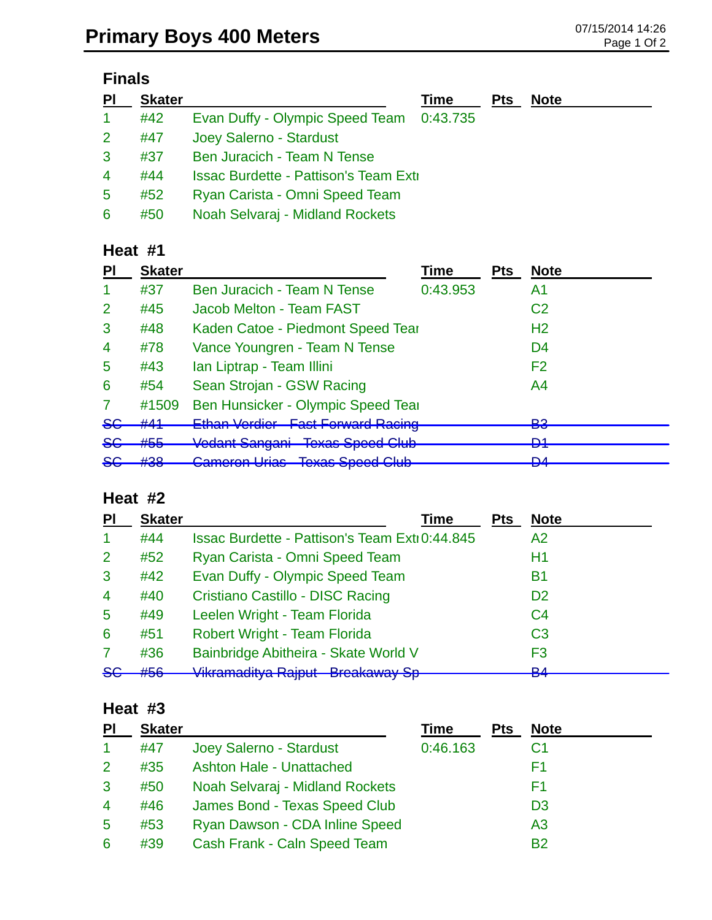# Primary Boys 400 Meters

07/15/2014 14:26

## Finals

| Pl | Skater | | Time | Pts | Note |
|---|---|---|---|---|---|
| 1 | #42 | Evan Duffy - Olympic Speed Team | 0:43.735 | | |
| 2 | #47 | Joey Salerno - Stardust | | | |
| 3 | #37 | Ben Juracich - Team N Tense | | | |
| 4 | #44 | Issac Burdette - Pattison's Team Ext | | | |
| 5 | #52 | Ryan Carista - Omni Speed Team | | | |
| 6 | #50 | Noah Selvaraj - Midland Rockets | | | |

## Heat #1

| Pl | Skater | | Time | Pts | Note |
|---|---|---|---|---|---|
| 1 | #37 | Ben Juracich - Team N Tense | 0:43.953 | | A1 |
| 2 | #45 | Jacob Melton - Team FAST | | | C2 |
| 3 | #48 | Kaden Catoe - Piedmont Speed Tea | | | H2 |
| 4 | #78 | Vance Youngren - Team N Tense | | | D4 |
| 5 | #43 | Ian Liptrap - Team Illini | | | F2 |
| 6 | #54 | Sean Strojan - GSW Racing | | | A4 |
| 7 | #1509 | Ben Hunsicker - Olympic Speed Tea | | | |
| ~~SC~~ | ~~#41~~ | ~~Ethan Verdier - Fast Forward Racing~~ | | | ~~B3~~ |
| ~~SC~~ | ~~#55~~ | ~~Vedant Sangani - Texas Speed Club~~ | | | ~~D1~~ |
| ~~SC~~ | ~~#38~~ | ~~Cameron Urias - Texas Speed Club~~ | | | ~~D4~~ |

## Heat #2

| Pl | Skater | | Time | Pts | Note |
|---|---|---|---|---|---|
| 1 | #44 | Issac Burdette - Pattison's Team Ext | 0:44.845 | | A2 |
| 2 | #52 | Ryan Carista - Omni Speed Team | | | H1 |
| 3 | #42 | Evan Duffy - Olympic Speed Team | | | B1 |
| 4 | #40 | Cristiano Castillo - DISC Racing | | | D2 |
| 5 | #49 | Leelen Wright - Team Florida | | | C4 |
| 6 | #51 | Robert Wright - Team Florida | | | C3 |
| 7 | #36 | Bainbridge Abitheira - Skate World V | | | F3 |
| ~~SC~~ | ~~#56~~ | ~~Vikramaditya Rajput - Breakaway Sp~~ | | | ~~B4~~ |

## Heat #3

| Pl | Skater | | Time | Pts | Note |
|---|---|---|---|---|---|
| 1 | #47 | Joey Salerno - Stardust | 0:46.163 | | C1 |
| 2 | #35 | Ashton Hale - Unattached | | | F1 |
| 3 | #50 | Noah Selvaraj - Midland Rockets | | | F1 |
| 4 | #46 | James Bond - Texas Speed Club | | | D3 |
| 5 | #53 | Ryan Dawson - CDA Inline Speed | | | A3 |
| 6 | #39 | Cash Frank - Caln Speed Team | | | B2 |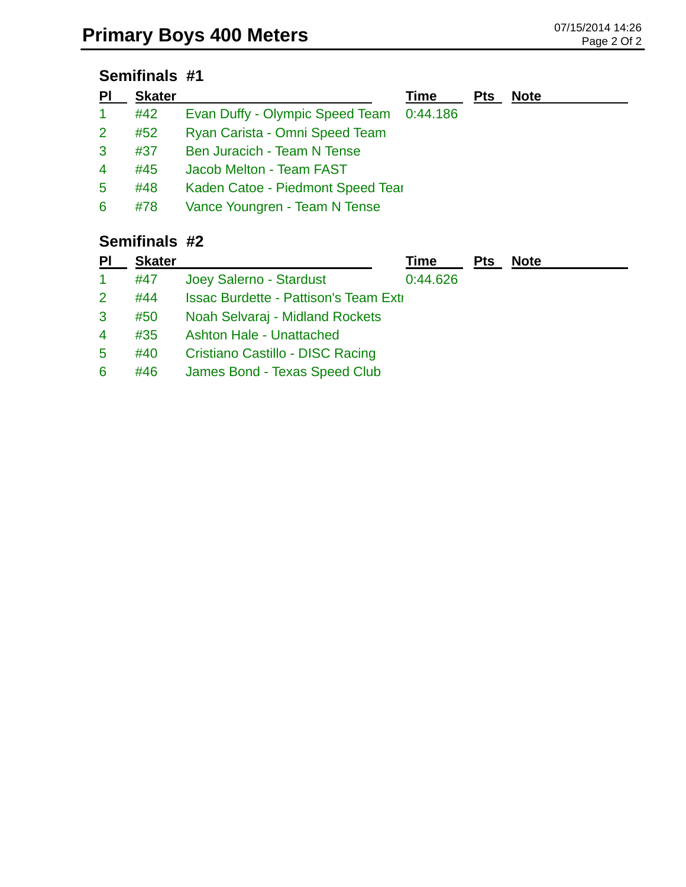# Primary Boys 400 Meters

## Semifinals #1

| Pl | Skater | | Time | Pts | Note |
|---|---|---|---|---|---|
| 1 | #42 | Evan Duffy - Olympic Speed Team | 0:44.186 | | |
| 2 | #52 | Ryan Carista - Omni Speed Team | | | |
| 3 | #37 | Ben Juracich - Team N Tense | | | |
| 4 | #45 | Jacob Melton - Team FAST | | | |
| 5 | #48 | Kaden Catoe - Piedmont Speed Tear | | | |
| 6 | #78 | Vance Youngren - Team N Tense | | | |

## Semifinals #2

| Pl | Skater | | Time | Pts | Note |
|---|---|---|---|---|---|
| 1 | #47 | Joey Salerno - Stardust | 0:44.626 | | |
| 2 | #44 | Issac Burdette - Pattison's Team Extı | | | |
| 3 | #50 | Noah Selvaraj - Midland Rockets | | | |
| 4 | #35 | Ashton Hale - Unattached | | | |
| 5 | #40 | Cristiano Castillo - DISC Racing | | | |
| 6 | #46 | James Bond - Texas Speed Club | | | |